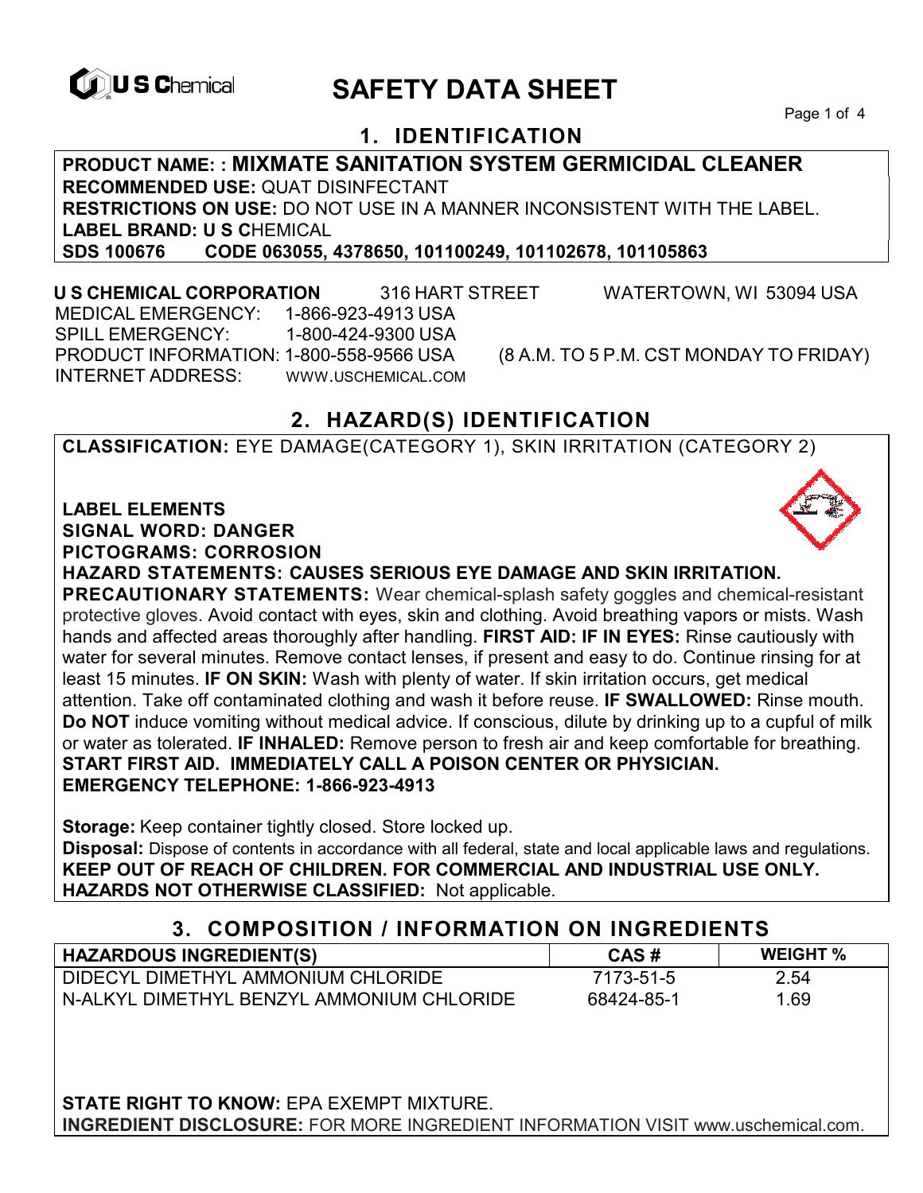# SAFETY DATA SHEET

## 1. IDENTIFICATION

**PRODUCT NAME: : MIXMATE SANITATION SYSTEM GERMICIDAL CLEANER**
**RECOMMENDED USE:** QUAT DISINFECTANT
**RESTRICTIONS ON USE:** DO NOT USE IN A MANNER INCONSISTENT WITH THE LABEL.
**LABEL BRAND: U S C**HEMICAL
**SDS 100676 CODE 063055, 4378650, 101100249, 101102678, 101105863**

**U S CHEMICAL CORPORATION** 316 HART STREET WATERTOWN, WI 53094 USA
MEDICAL EMERGENCY: 1-866-923-4913 USA
SPILL EMERGENCY: 1-800-424-9300 USA
PRODUCT INFORMATION: 1-800-558-9566 USA (8 A.M. TO 5 P.M. CST MONDAY TO FRIDAY)
INTERNET ADDRESS: WWW.USCHEMICAL.COM

## 2. HAZARD(S) IDENTIFICATION

**CLASSIFICATION:** EYE DAMAGE(CATEGORY 1), SKIN IRRITATION (CATEGORY 2)

**LABEL ELEMENTS**
**SIGNAL WORD: DANGER**
**PICTOGRAMS: CORROSION**
**HAZARD STATEMENTS: CAUSES SERIOUS EYE DAMAGE AND SKIN IRRITATION.**
**PRECAUTIONARY STATEMENTS:** Wear chemical-splash safety goggles and chemical-resistant protective gloves. Avoid contact with eyes, skin and clothing. Avoid breathing vapors or mists. Wash hands and affected areas thoroughly after handling. **FIRST AID: IF IN EYES:** Rinse cautiously with water for several minutes. Remove contact lenses, if present and easy to do. Continue rinsing for at least 15 minutes. **IF ON SKIN:** Wash with plenty of water. If skin irritation occurs, get medical attention. Take off contaminated clothing and wash it before reuse. **IF SWALLOWED:** Rinse mouth. **Do NOT** induce vomiting without medical advice. If conscious, dilute by drinking up to a cupful of milk or water as tolerated. **IF INHALED:** Remove person to fresh air and keep comfortable for breathing. **START FIRST AID. IMMEDIATELY CALL A POISON CENTER OR PHYSICIAN.**
**EMERGENCY TELEPHONE: 1-866-923-4913**

**Storage:** Keep container tightly closed. Store locked up.
**Disposal:** Dispose of contents in accordance with all federal, state and local applicable laws and regulations.
**KEEP OUT OF REACH OF CHILDREN. FOR COMMERCIAL AND INDUSTRIAL USE ONLY.**
**HAZARDS NOT OTHERWISE CLASSIFIED:** Not applicable.

## 3. COMPOSITION / INFORMATION ON INGREDIENTS

| HAZARDOUS INGREDIENT(S) | CAS # | WEIGHT % |
|---|---|---|
| DIDECYL DIMETHYL AMMONIUM CHLORIDE | 7173-51-5 | 2.54 |
| N-ALKYL DIMETHYL BENZYL AMMONIUM CHLORIDE | 68424-85-1 | 1.69 |

**STATE RIGHT TO KNOW:** EPA EXEMPT MIXTURE.
**INGREDIENT DISCLOSURE:** FOR MORE INGREDIENT INFORMATION VISIT www.uschemical.com.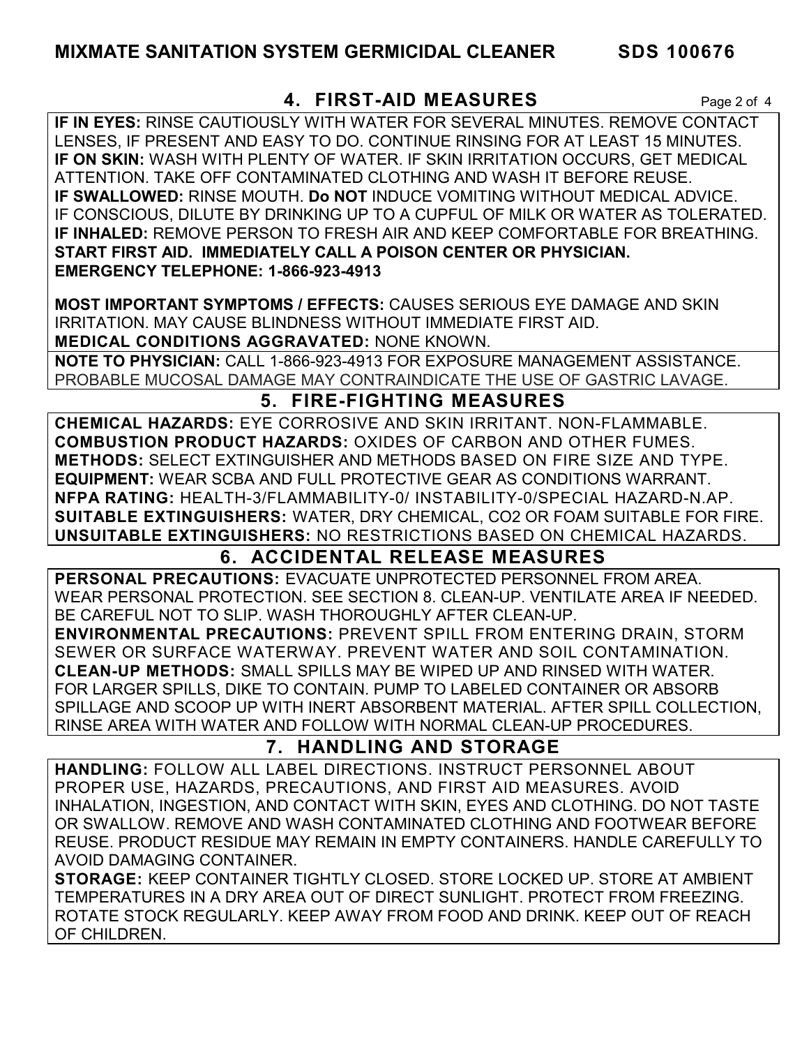## 4. FIRST-AID MEASURES

**IF IN EYES:** RINSE CAUTIOUSLY WITH WATER FOR SEVERAL MINUTES. REMOVE CONTACT LENSES, IF PRESENT AND EASY TO DO. CONTINUE RINSING FOR AT LEAST 15 MINUTES.
**IF ON SKIN:** WASH WITH PLENTY OF WATER. IF SKIN IRRITATION OCCURS, GET MEDICAL ATTENTION. TAKE OFF CONTAMINATED CLOTHING AND WASH IT BEFORE REUSE.
**IF SWALLOWED:** RINSE MOUTH. **Do NOT** INDUCE VOMITING WITHOUT MEDICAL ADVICE. IF CONSCIOUS, DILUTE BY DRINKING UP TO A CUPFUL OF MILK OR WATER AS TOLERATED.
**IF INHALED:** REMOVE PERSON TO FRESH AIR AND KEEP COMFORTABLE FOR BREATHING.
**START FIRST AID. IMMEDIATELY CALL A POISON CENTER OR PHYSICIAN.**
**EMERGENCY TELEPHONE: 1-866-923-4913**

**MOST IMPORTANT SYMPTOMS / EFFECTS:** CAUSES SERIOUS EYE DAMAGE AND SKIN IRRITATION. MAY CAUSE BLINDNESS WITHOUT IMMEDIATE FIRST AID.
**MEDICAL CONDITIONS AGGRAVATED:** NONE KNOWN.

**NOTE TO PHYSICIAN:** CALL 1-866-923-4913 FOR EXPOSURE MANAGEMENT ASSISTANCE. PROBABLE MUCOSAL DAMAGE MAY CONTRAINDICATE THE USE OF GASTRIC LAVAGE.

## 5. FIRE-FIGHTING MEASURES

**CHEMICAL HAZARDS:** EYE CORROSIVE AND SKIN IRRITANT. NON-FLAMMABLE.
**COMBUSTION PRODUCT HAZARDS:** OXIDES OF CARBON AND OTHER FUMES.
**METHODS:** SELECT EXTINGUISHER AND METHODS BASED ON FIRE SIZE AND TYPE.
**EQUIPMENT:** WEAR SCBA AND FULL PROTECTIVE GEAR AS CONDITIONS WARRANT.
**NFPA RATING:** HEALTH-3/FLAMMABILITY-0/ INSTABILITY-0/SPECIAL HAZARD-N.AP.
**SUITABLE EXTINGUISHERS:** WATER, DRY CHEMICAL, $CO_2$ OR FOAM SUITABLE FOR FIRE.
**UNSUITABLE EXTINGUISHERS:** NO RESTRICTIONS BASED ON CHEMICAL HAZARDS.

## 6. ACCIDENTAL RELEASE MEASURES

**PERSONAL PRECAUTIONS:** EVACUATE UNPROTECTED PERSONNEL FROM AREA. WEAR PERSONAL PROTECTION. SEE SECTION 8. CLEAN-UP. VENTILATE AREA IF NEEDED. BE CAREFUL NOT TO SLIP. WASH THOROUGHLY AFTER CLEAN-UP.
**ENVIRONMENTAL PRECAUTIONS:** PREVENT SPILL FROM ENTERING DRAIN, STORM SEWER OR SURFACE WATERWAY. PREVENT WATER AND SOIL CONTAMINATION.
**CLEAN-UP METHODS:** SMALL SPILLS MAY BE WIPED UP AND RINSED WITH WATER. FOR LARGER SPILLS, DIKE TO CONTAIN. PUMP TO LABELED CONTAINER OR ABSORB SPILLAGE AND SCOOP UP WITH INERT ABSORBENT MATERIAL. AFTER SPILL COLLECTION, RINSE AREA WITH WATER AND FOLLOW WITH NORMAL CLEAN-UP PROCEDURES.

## 7. HANDLING AND STORAGE

**HANDLING:** FOLLOW ALL LABEL DIRECTIONS. INSTRUCT PERSONNEL ABOUT PROPER USE, HAZARDS, PRECAUTIONS, AND FIRST AID MEASURES. AVOID INHALATION, INGESTION, AND CONTACT WITH SKIN, EYES AND CLOTHING. DO NOT TASTE OR SWALLOW. REMOVE AND WASH CONTAMINATED CLOTHING AND FOOTWEAR BEFORE REUSE. PRODUCT RESIDUE MAY REMAIN IN EMPTY CONTAINERS. HANDLE CAREFULLY TO AVOID DAMAGING CONTAINER.
**STORAGE:** KEEP CONTAINER TIGHTLY CLOSED. STORE LOCKED UP. STORE AT AMBIENT TEMPERATURES IN A DRY AREA OUT OF DIRECT SUNLIGHT. PROTECT FROM FREEZING. ROTATE STOCK REGULARLY. KEEP AWAY FROM FOOD AND DRINK. KEEP OUT OF REACH OF CHILDREN.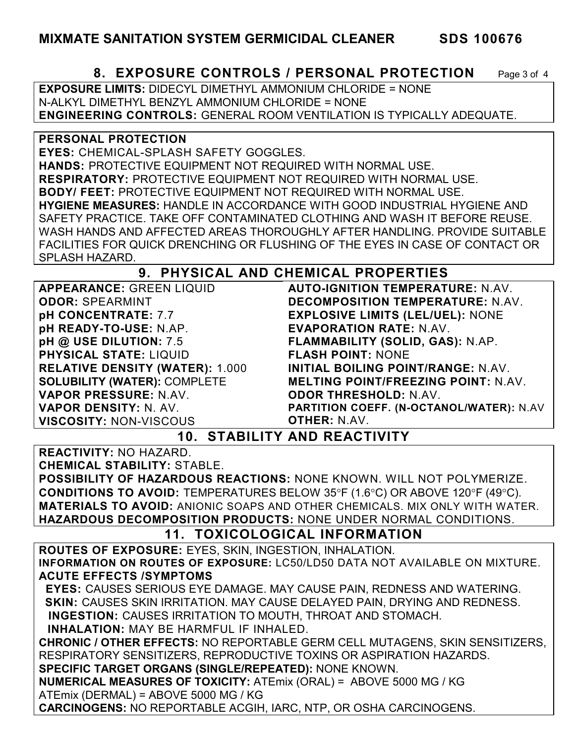## 8. EXPOSURE CONTROLS / PERSONAL PROTECTION

**EXPOSURE LIMITS:** DIDECYL DIMETHYL AMMONIUM CHLORIDE = NONE
N-ALKYL DIMETHYL BENZYL AMMONIUM CHLORIDE = NONE
**ENGINEERING CONTROLS:** GENERAL ROOM VENTILATION IS TYPICALLY ADEQUATE.

**PERSONAL PROTECTION**
**EYES:** CHEMICAL-SPLASH SAFETY GOGGLES.
**HANDS:** PROTECTIVE EQUIPMENT NOT REQUIRED WITH NORMAL USE.
**RESPIRATORY:** PROTECTIVE EQUIPMENT NOT REQUIRED WITH NORMAL USE.
**BODY/ FEET:** PROTECTIVE EQUIPMENT NOT REQUIRED WITH NORMAL USE.
**HYGIENE MEASURES:** HANDLE IN ACCORDANCE WITH GOOD INDUSTRIAL HYGIENE AND SAFETY PRACTICE. TAKE OFF CONTAMINATED CLOTHING AND WASH IT BEFORE REUSE. WASH HANDS AND AFFECTED AREAS THOROUGHLY AFTER HANDLING. PROVIDE SUITABLE FACILITIES FOR QUICK DRENCHING OR FLUSHING OF THE EYES IN CASE OF CONTACT OR SPLASH HAZARD.

## 9. PHYSICAL AND CHEMICAL PROPERTIES

**APPEARANCE:** GREEN LIQUID
**ODOR:** SPEARMINT
**pH CONCENTRATE:** 7.7
**pH READY-TO-USE:** N.AP.
**pH @ USE DILUTION:** 7.5
**PHYSICAL STATE:** LIQUID
**RELATIVE DENSITY (WATER):** 1.000
**SOLUBILITY (WATER):** COMPLETE
**VAPOR PRESSURE:** N.AV.
**VAPOR DENSITY:** N. AV.
**VISCOSITY:** NON-VISCOUS
**AUTO-IGNITION TEMPERATURE:** N.AV.
**DECOMPOSITION TEMPERATURE:** N.AV.
**EXPLOSIVE LIMITS (LEL/UEL):** NONE
**EVAPORATION RATE:** N.AV.
**FLAMMABILITY (SOLID, GAS):** N.AP.
**FLASH POINT:** NONE
**INITIAL BOILING POINT/RANGE:** N.AV.
**MELTING POINT/FREEZING POINT:** N.AV.
**ODOR THRESHOLD:** N.AV.
**PARTITION COEFF. (N-OCTANOL/WATER):** N.AV
**OTHER:** N.AV.

## 10. STABILITY AND REACTIVITY

**REACTIVITY:** NO HAZARD.
**CHEMICAL STABILITY:** STABLE.
**POSSIBILITY OF HAZARDOUS REACTIONS:** NONE KNOWN. WILL NOT POLYMERIZE.
**CONDITIONS TO AVOID:** TEMPERATURES BELOW 35°F (1.6°C) OR ABOVE 120°F (49°C).
**MATERIALS TO AVOID:** ANIONIC SOAPS AND OTHER CHEMICALS. MIX ONLY WITH WATER.
**HAZARDOUS DECOMPOSITION PRODUCTS:** NONE UNDER NORMAL CONDITIONS.

## 11. TOXICOLOGICAL INFORMATION

**ROUTES OF EXPOSURE:** EYES, SKIN, INGESTION, INHALATION.
**INFORMATION ON ROUTES OF EXPOSURE:** LC50/LD50 DATA NOT AVAILABLE ON MIXTURE.
**ACUTE EFFECTS /SYMPTOMS**
**EYES:** CAUSES SERIOUS EYE DAMAGE. MAY CAUSE PAIN, REDNESS AND WATERING.
**SKIN:** CAUSES SKIN IRRITATION. MAY CAUSE DELAYED PAIN, DRYING AND REDNESS.
**INGESTION:** CAUSES IRRITATION TO MOUTH, THROAT AND STOMACH.
**INHALATION:** MAY BE HARMFUL IF INHALED.
**CHRONIC / OTHER EFFECTS:** NO REPORTABLE GERM CELL MUTAGENS, SKIN SENSITIZERS, RESPIRATORY SENSITIZERS, REPRODUCTIVE TOXINS OR ASPIRATION HAZARDS.
**SPECIFIC TARGET ORGANS (SINGLE/REPEATED):** NONE KNOWN.
**NUMERICAL MEASURES OF TOXICITY:** ATEmix (ORAL) = ABOVE 5000 MG / KG
ATEmix (DERMAL) = ABOVE 5000 MG / KG
**CARCINOGENS:** NO REPORTABLE ACGIH, IARC, NTP, OR OSHA CARCINOGENS.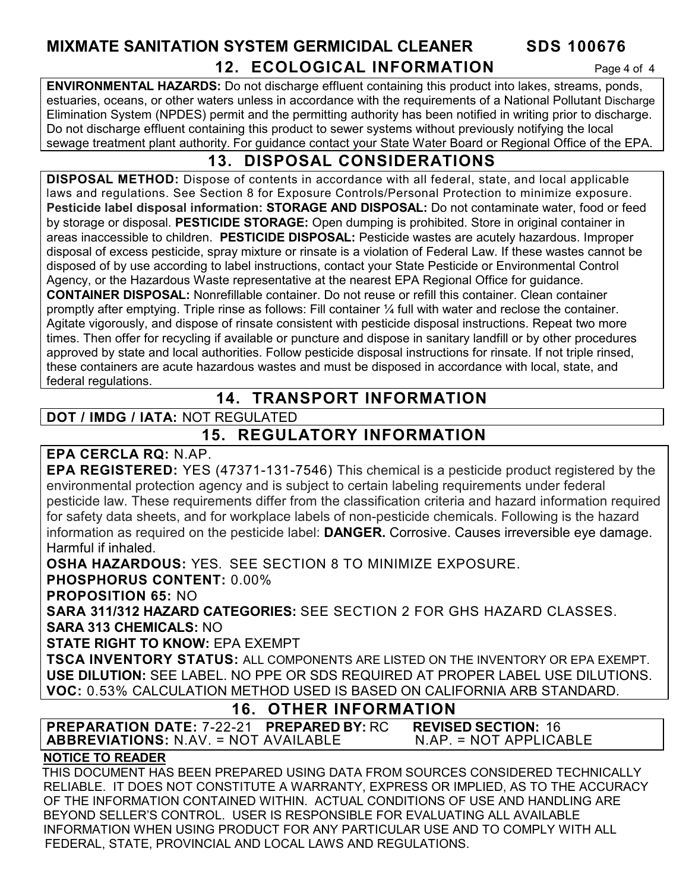## 12. ECOLOGICAL INFORMATION

**ENVIRONMENTAL HAZARDS:** Do not discharge effluent containing this product into lakes, streams, ponds, estuaries, oceans, or other waters unless in accordance with the requirements of a National Pollutant Discharge Elimination System (NPDES) permit and the permitting authority has been notified in writing prior to discharge. Do not discharge effluent containing this product to sewer systems without previously notifying the local sewage treatment plant authority. For guidance contact your State Water Board or Regional Office of the EPA.

## 13. DISPOSAL CONSIDERATIONS

**DISPOSAL METHOD:** Dispose of contents in accordance with all federal, state, and local applicable laws and regulations. See Section 8 for Exposure Controls/Personal Protection to minimize exposure. **Pesticide label disposal information: STORAGE AND DISPOSAL:** Do not contaminate water, food or feed by storage or disposal. **PESTICIDE STORAGE:** Open dumping is prohibited. Store in original container in areas inaccessible to children. **PESTICIDE DISPOSAL:** Pesticide wastes are acutely hazardous. Improper disposal of excess pesticide, spray mixture or rinsate is a violation of Federal Law. If these wastes cannot be disposed of by use according to label instructions, contact your State Pesticide or Environmental Control Agency, or the Hazardous Waste representative at the nearest EPA Regional Office for guidance. **CONTAINER DISPOSAL:** Nonrefillable container. Do not reuse or refill this container. Clean container promptly after emptying. Triple rinse as follows: Fill container ¼ full with water and reclose the container. Agitate vigorously, and dispose of rinsate consistent with pesticide disposal instructions. Repeat two more times. Then offer for recycling if available or puncture and dispose in sanitary landfill or by other procedures approved by state and local authorities. Follow pesticide disposal instructions for rinsate. If not triple rinsed, these containers are acute hazardous wastes and must be disposed in accordance with local, state, and federal regulations.

## 14. TRANSPORT INFORMATION

**DOT / IMDG / IATA:** NOT REGULATED

## 15. REGULATORY INFORMATION

**EPA CERCLA RQ:** N.AP.

**EPA REGISTERED:** YES (47371-131-7546) This chemical is a pesticide product registered by the environmental protection agency and is subject to certain labeling requirements under federal pesticide law. These requirements differ from the classification criteria and hazard information required for safety data sheets, and for workplace labels of non-pesticide chemicals. Following is the hazard information as required on the pesticide label: **DANGER.** Corrosive. Causes irreversible eye damage. Harmful if inhaled.

**OSHA HAZARDOUS:** YES. SEE SECTION 8 TO MINIMIZE EXPOSURE.

**PHOSPHORUS CONTENT:** 0.00%

**PROPOSITION 65:** NO

**SARA 311/312 HAZARD CATEGORIES:** SEE SECTION 2 FOR GHS HAZARD CLASSES.

**SARA 313 CHEMICALS:** NO

**STATE RIGHT TO KNOW:** EPA EXEMPT

**TSCA INVENTORY STATUS:** ALL COMPONENTS ARE LISTED ON THE INVENTORY OR EPA EXEMPT.

**USE DILUTION:** SEE LABEL. NO PPE OR SDS REQUIRED AT PROPER LABEL USE DILUTIONS.

**VOC:** 0.53% CALCULATION METHOD USED IS BASED ON CALIFORNIA ARB STANDARD.

## 16. OTHER INFORMATION

**PREPARATION DATE:** 7-22-21 **PREPARED BY:** RC **REVISED SECTION:** 16

**ABBREVIATIONS:** N.AV. = NOT AVAILABLE N.AP. = NOT APPLICABLE

**NOTICE TO READER**

THIS DOCUMENT HAS BEEN PREPARED USING DATA FROM SOURCES CONSIDERED TECHNICALLY RELIABLE. IT DOES NOT CONSTITUTE A WARRANTY, EXPRESS OR IMPLIED, AS TO THE ACCURACY OF THE INFORMATION CONTAINED WITHIN. ACTUAL CONDITIONS OF USE AND HANDLING ARE BEYOND SELLER'S CONTROL. USER IS RESPONSIBLE FOR EVALUATING ALL AVAILABLE INFORMATION WHEN USING PRODUCT FOR ANY PARTICULAR USE AND TO COMPLY WITH ALL FEDERAL, STATE, PROVINCIAL AND LOCAL LAWS AND REGULATIONS.